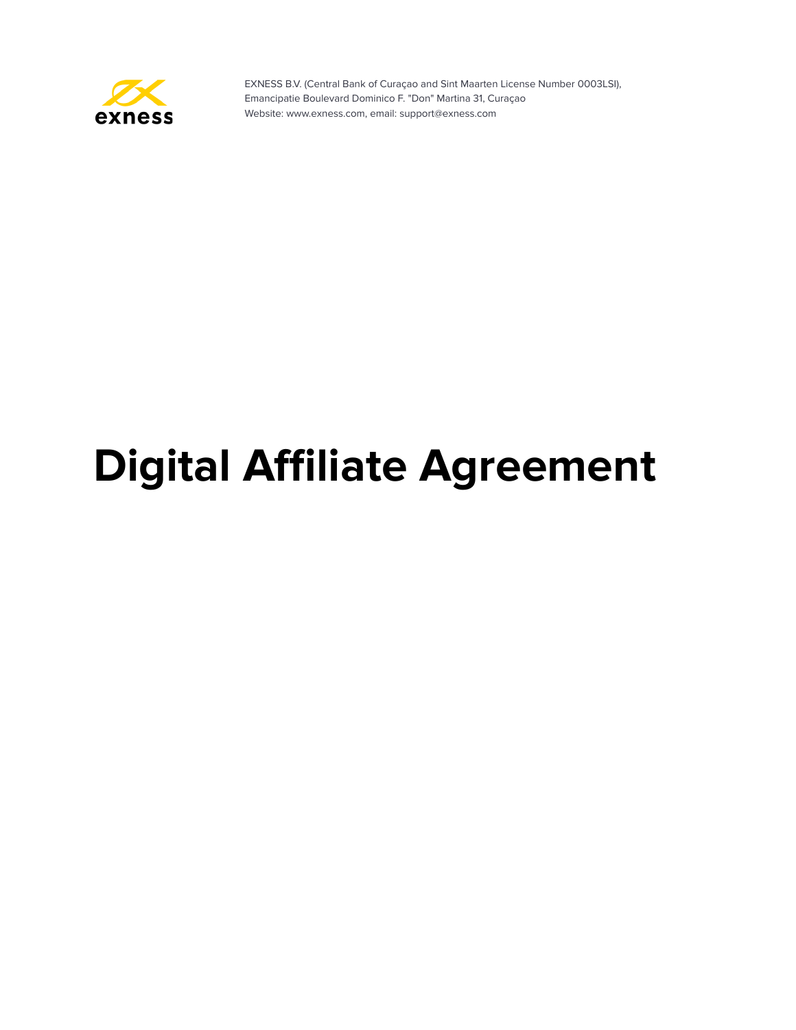EXNESS B.V. (Central Bank of Curaçao and Sint Maarten License Number 0003LSI),
Emancipatie Boulevard Dominico F. "Don" Martina 31, Curaçao
Website: www.exness.com, email: support@exness.com

# Digital Affiliate Agreement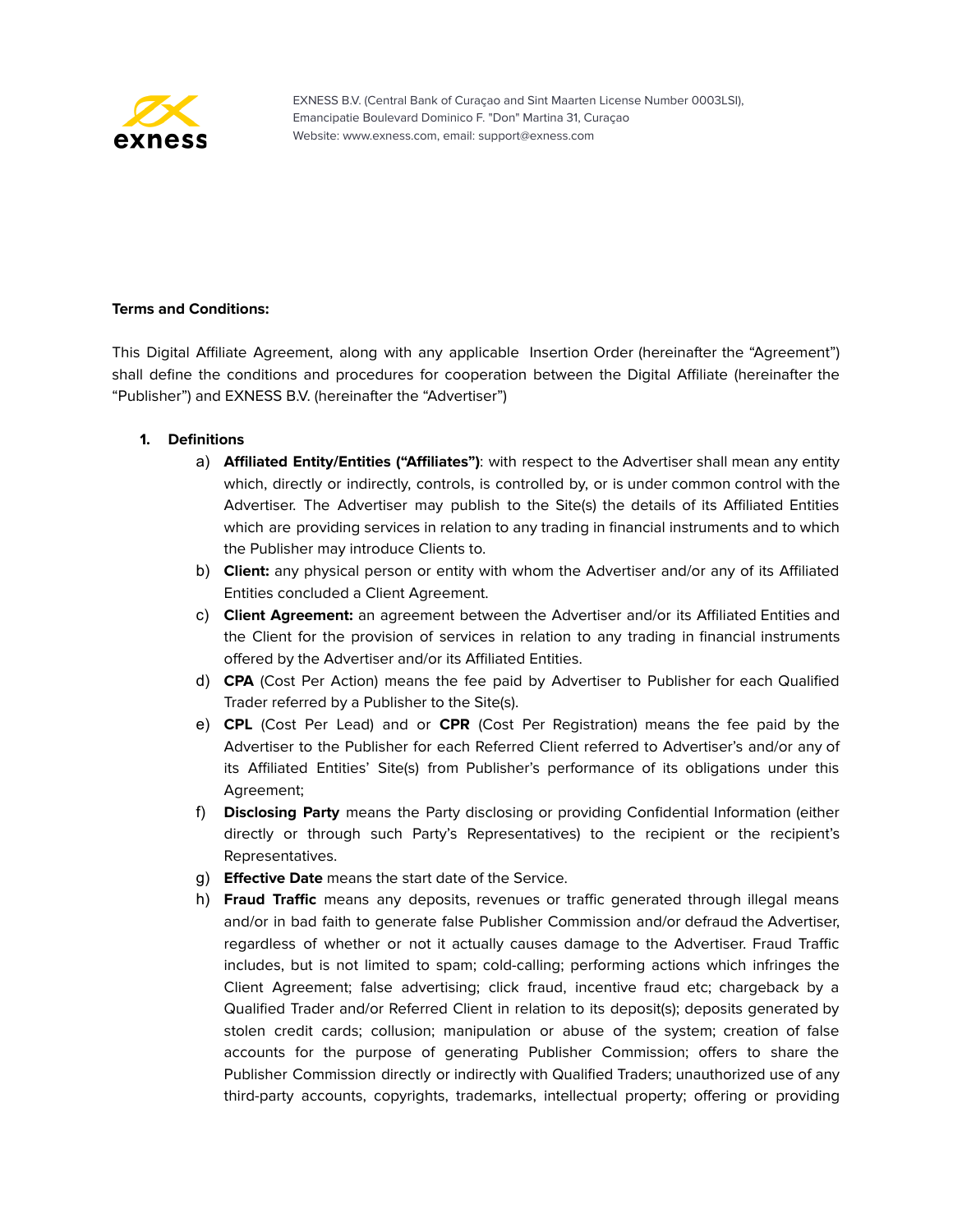EXNESS B.V. (Central Bank of Curaçao and Sint Maarten License Number 0003LSI), Emancipatie Boulevard Dominico F. "Don" Martina 31, Curaçao
Website: www.exness.com, email: support@exness.com

**Terms and Conditions:**

This Digital Affiliate Agreement, along with any applicable Insertion Order (hereinafter the "Agreement") shall define the conditions and procedures for cooperation between the Digital Affiliate (hereinafter the "Publisher") and EXNESS B.V. (hereinafter the "Advertiser")

1. **Definitions**
   a) **Affiliated Entity/Entities ("Affiliates")**: with respect to the Advertiser shall mean any entity which, directly or indirectly, controls, is controlled by, or is under common control with the Advertiser. The Advertiser may publish to the Site(s) the details of its Affiliated Entities which are providing services in relation to any trading in financial instruments and to which the Publisher may introduce Clients to.
   b) **Client:** any physical person or entity with whom the Advertiser and/or any of its Affiliated Entities concluded a Client Agreement.
   c) **Client Agreement:** an agreement between the Advertiser and/or its Affiliated Entities and the Client for the provision of services in relation to any trading in financial instruments offered by the Advertiser and/or its Affiliated Entities.
   d) **CPA** (Cost Per Action) means the fee paid by Advertiser to Publisher for each Qualified Trader referred by a Publisher to the Site(s).
   e) **CPL** (Cost Per Lead) and or **CPR** (Cost Per Registration) means the fee paid by the Advertiser to the Publisher for each Referred Client referred to Advertiser's and/or any of its Affiliated Entities' Site(s) from Publisher's performance of its obligations under this Agreement;
   f) **Disclosing Party** means the Party disclosing or providing Confidential Information (either directly or through such Party's Representatives) to the recipient or the recipient's Representatives.
   g) **Effective Date** means the start date of the Service.
   h) **Fraud Traffic** means any deposits, revenues or traffic generated through illegal means and/or in bad faith to generate false Publisher Commission and/or defraud the Advertiser, regardless of whether or not it actually causes damage to the Advertiser. Fraud Traffic includes, but is not limited to spam; cold-calling; performing actions which infringes the Client Agreement; false advertising; click fraud, incentive fraud etc; chargeback by a Qualified Trader and/or Referred Client in relation to its deposit(s); deposits generated by stolen credit cards; collusion; manipulation or abuse of the system; creation of false accounts for the purpose of generating Publisher Commission; offers to share the Publisher Commission directly or indirectly with Qualified Traders; unauthorized use of any third-party accounts, copyrights, trademarks, intellectual property; offering or providing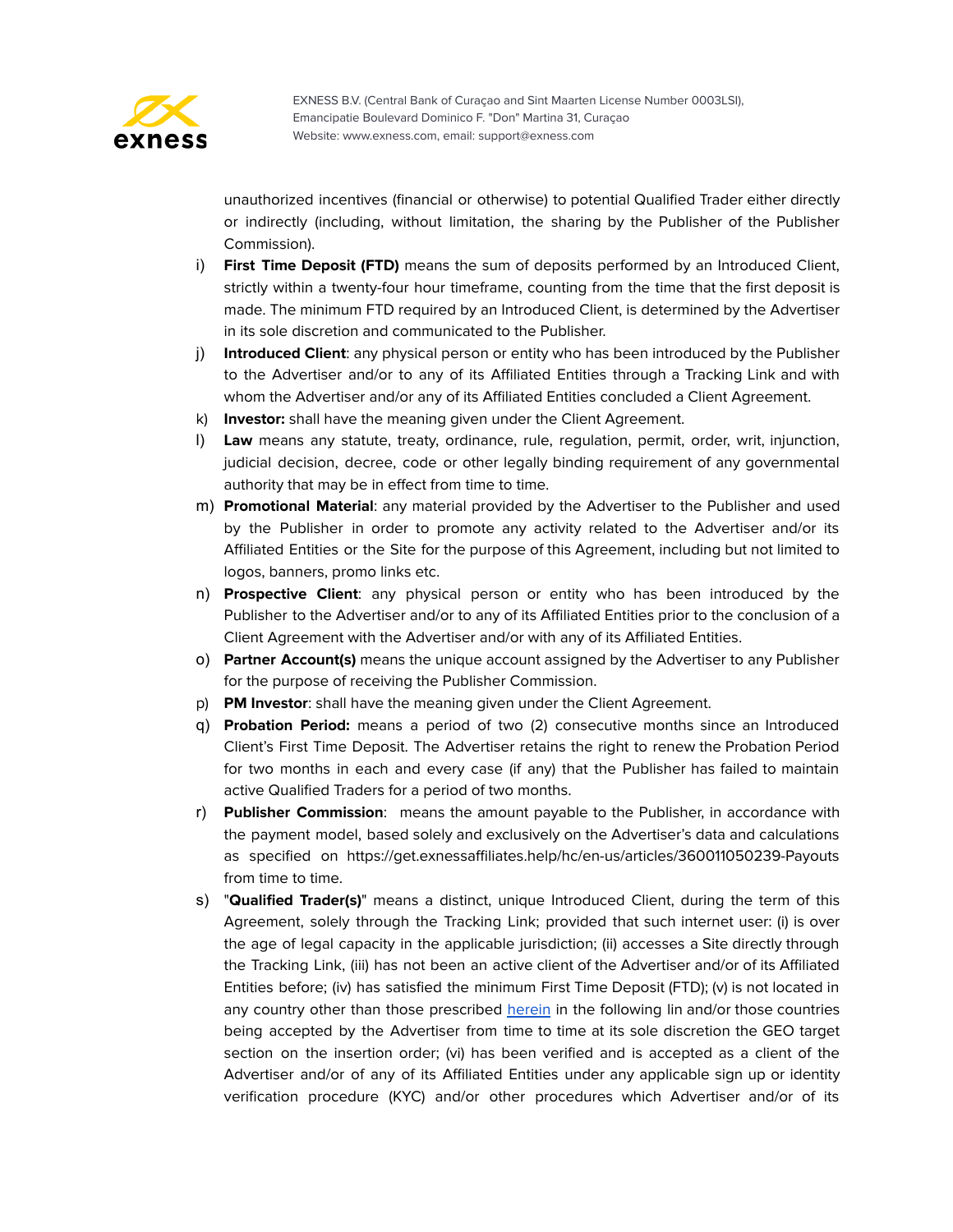unauthorized incentives (financial or otherwise) to potential Qualified Trader either directly or indirectly (including, without limitation, the sharing by the Publisher of the Publisher Commission).

i) **First Time Deposit (FTD)** means the sum of deposits performed by an Introduced Client, strictly within a twenty-four hour timeframe, counting from the time that the first deposit is made. The minimum FTD required by an Introduced Client, is determined by the Advertiser in its sole discretion and communicated to the Publisher.

j) **Introduced Client**: any physical person or entity who has been introduced by the Publisher to the Advertiser and/or to any of its Affiliated Entities through a Tracking Link and with whom the Advertiser and/or any of its Affiliated Entities concluded a Client Agreement.

k) **Investor:** shall have the meaning given under the Client Agreement.

l) **Law** means any statute, treaty, ordinance, rule, regulation, permit, order, writ, injunction, judicial decision, decree, code or other legally binding requirement of any governmental authority that may be in effect from time to time.

m) **Promotional Material**: any material provided by the Advertiser to the Publisher and used by the Publisher in order to promote any activity related to the Advertiser and/or its Affiliated Entities or the Site for the purpose of this Agreement, including but not limited to logos, banners, promo links etc.

n) **Prospective Client**: any physical person or entity who has been introduced by the Publisher to the Advertiser and/or to any of its Affiliated Entities prior to the conclusion of a Client Agreement with the Advertiser and/or with any of its Affiliated Entities.

o) **Partner Account(s)** means the unique account assigned by the Advertiser to any Publisher for the purpose of receiving the Publisher Commission.

p) **PM Investor**: shall have the meaning given under the Client Agreement.

q) **Probation Period:** means a period of two (2) consecutive months since an Introduced Client's First Time Deposit. The Advertiser retains the right to renew the Probation Period for two months in each and every case (if any) that the Publisher has failed to maintain active Qualified Traders for a period of two months.

r) **Publisher Commission**: means the amount payable to the Publisher, in accordance with the payment model, based solely and exclusively on the Advertiser's data and calculations as specified on https://get.exnessaffiliates.help/hc/en-us/articles/360011050239-Payouts from time to time.

s) "**Qualified Trader(s)**" means a distinct, unique Introduced Client, during the term of this Agreement, solely through the Tracking Link; provided that such internet user: (i) is over the age of legal capacity in the applicable jurisdiction; (ii) accesses a Site directly through the Tracking Link, (iii) has not been an active client of the Advertiser and/or of its Affiliated Entities before; (iv) has satisfied the minimum First Time Deposit (FTD); (v) is not located in any country other than those prescribed herein in the following lin and/or those countries being accepted by the Advertiser from time to time at its sole discretion the GEO target section on the insertion order; (vi) has been verified and is accepted as a client of the Advertiser and/or of any of its Affiliated Entities under any applicable sign up or identity verification procedure (KYC) and/or other procedures which Advertiser and/or of its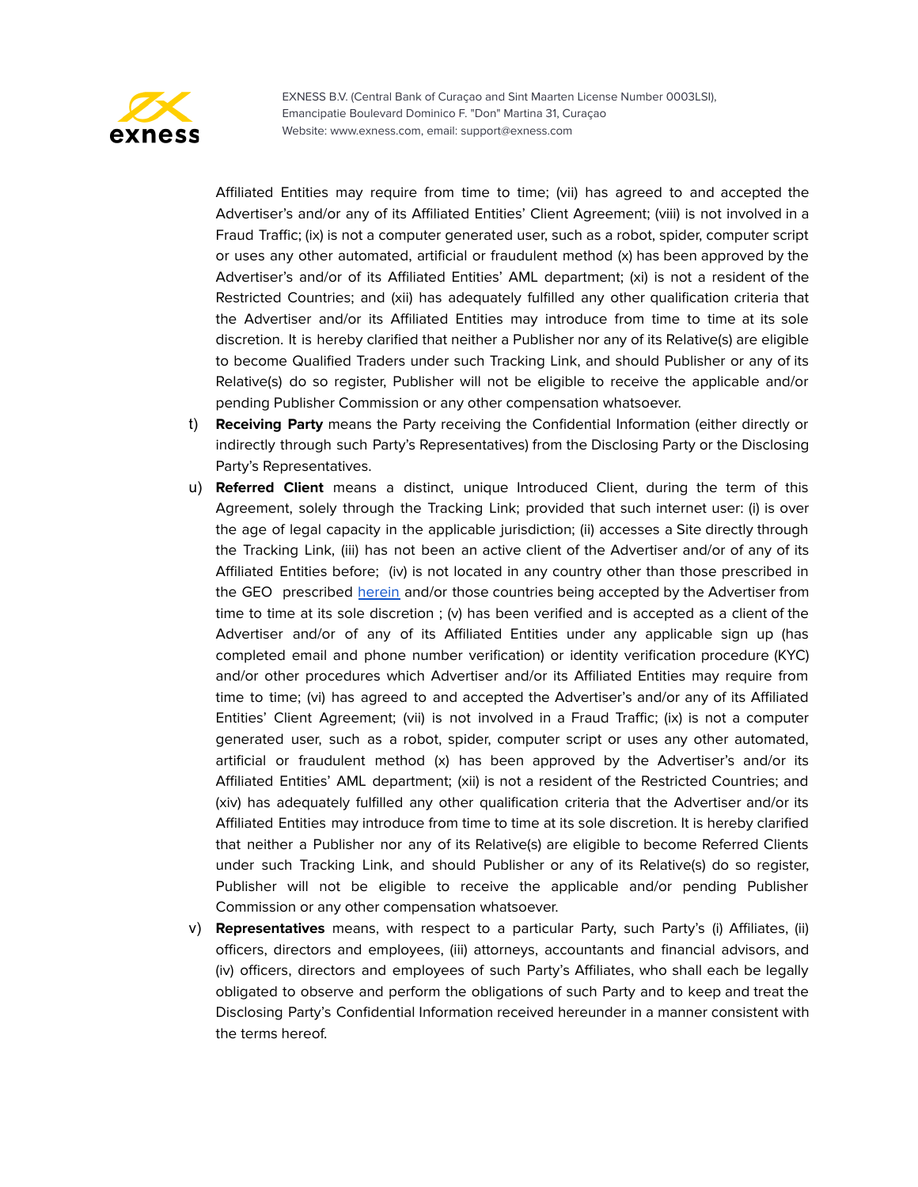Affiliated Entities may require from time to time; (vii) has agreed to and accepted the Advertiser's and/or any of its Affiliated Entities' Client Agreement; (viii) is not involved in a Fraud Traffic; (ix) is not a computer generated user, such as a robot, spider, computer script or uses any other automated, artificial or fraudulent method (x) has been approved by the Advertiser's and/or of its Affiliated Entities' AML department; (xi) is not a resident of the Restricted Countries; and (xii) has adequately fulfilled any other qualification criteria that the Advertiser and/or its Affiliated Entities may introduce from time to time at its sole discretion. It is hereby clarified that neither a Publisher nor any of its Relative(s) are eligible to become Qualified Traders under such Tracking Link, and should Publisher or any of its Relative(s) do so register, Publisher will not be eligible to receive the applicable and/or pending Publisher Commission or any other compensation whatsoever.

t) **Receiving Party** means the Party receiving the Confidential Information (either directly or indirectly through such Party's Representatives) from the Disclosing Party or the Disclosing Party's Representatives.

u) **Referred Client** means a distinct, unique Introduced Client, during the term of this Agreement, solely through the Tracking Link; provided that such internet user: (i) is over the age of legal capacity in the applicable jurisdiction; (ii) accesses a Site directly through the Tracking Link, (iii) has not been an active client of the Advertiser and/or of any of its Affiliated Entities before; (iv) is not located in any country other than those prescribed in the GEO prescribed herein and/or those countries being accepted by the Advertiser from time to time at its sole discretion ; (v) has been verified and is accepted as a client of the Advertiser and/or of any of its Affiliated Entities under any applicable sign up (has completed email and phone number verification) or identity verification procedure (KYC) and/or other procedures which Advertiser and/or its Affiliated Entities may require from time to time; (vi) has agreed to and accepted the Advertiser's and/or any of its Affiliated Entities' Client Agreement; (vii) is not involved in a Fraud Traffic; (ix) is not a computer generated user, such as a robot, spider, computer script or uses any other automated, artificial or fraudulent method (x) has been approved by the Advertiser's and/or its Affiliated Entities' AML department; (xii) is not a resident of the Restricted Countries; and (xiv) has adequately fulfilled any other qualification criteria that the Advertiser and/or its Affiliated Entities may introduce from time to time at its sole discretion. It is hereby clarified that neither a Publisher nor any of its Relative(s) are eligible to become Referred Clients under such Tracking Link, and should Publisher or any of its Relative(s) do so register, Publisher will not be eligible to receive the applicable and/or pending Publisher Commission or any other compensation whatsoever.

v) **Representatives** means, with respect to a particular Party, such Party's (i) Affiliates, (ii) officers, directors and employees, (iii) attorneys, accountants and financial advisors, and (iv) officers, directors and employees of such Party's Affiliates, who shall each be legally obligated to observe and perform the obligations of such Party and to keep and treat the Disclosing Party's Confidential Information received hereunder in a manner consistent with the terms hereof.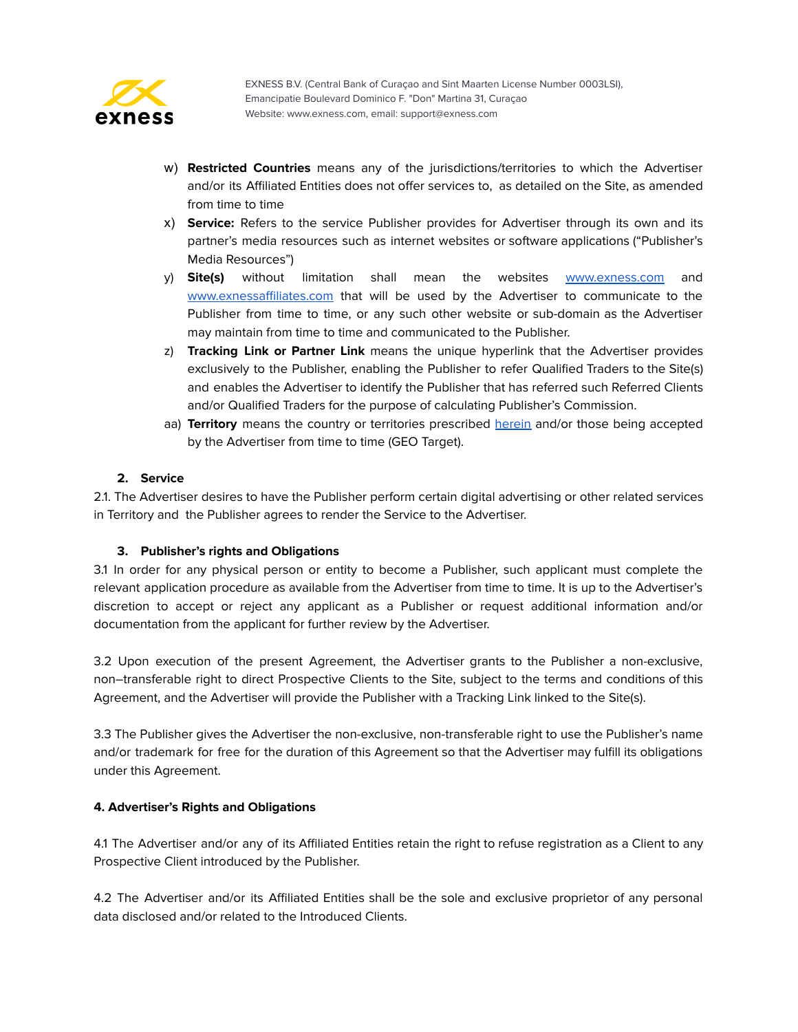w) **Restricted Countries** means any of the jurisdictions/territories to which the Advertiser and/or its Affiliated Entities does not offer services to, as detailed on the Site, as amended from time to time

x) **Service:** Refers to the service Publisher provides for Advertiser through its own and its partner's media resources such as internet websites or software applications ("Publisher's Media Resources")

y) **Site(s)** without limitation shall mean the websites www.exness.com and www.exnessaffiliates.com that will be used by the Advertiser to communicate to the Publisher from time to time, or any such other website or sub-domain as the Advertiser may maintain from time to time and communicated to the Publisher.

z) **Tracking Link or Partner Link** means the unique hyperlink that the Advertiser provides exclusively to the Publisher, enabling the Publisher to refer Qualified Traders to the Site(s) and enables the Advertiser to identify the Publisher that has referred such Referred Clients and/or Qualified Traders for the purpose of calculating Publisher's Commission.

aa) **Territory** means the country or territories prescribed herein and/or those being accepted by the Advertiser from time to time (GEO Target).

## 2. Service

2.1. The Advertiser desires to have the Publisher perform certain digital advertising or other related services in Territory and the Publisher agrees to render the Service to the Advertiser.

## 3. Publisher's rights and Obligations

3.1 In order for any physical person or entity to become a Publisher, such applicant must complete the relevant application procedure as available from the Advertiser from time to time. It is up to the Advertiser's discretion to accept or reject any applicant as a Publisher or request additional information and/or documentation from the applicant for further review by the Advertiser.

3.2 Upon execution of the present Agreement, the Advertiser grants to the Publisher a non-exclusive, non–transferable right to direct Prospective Clients to the Site, subject to the terms and conditions of this Agreement, and the Advertiser will provide the Publisher with a Tracking Link linked to the Site(s).

3.3 The Publisher gives the Advertiser the non-exclusive, non-transferable right to use the Publisher's name and/or trademark for free for the duration of this Agreement so that the Advertiser may fulfill its obligations under this Agreement.

## 4. Advertiser's Rights and Obligations

4.1 The Advertiser and/or any of its Affiliated Entities retain the right to refuse registration as a Client to any Prospective Client introduced by the Publisher.

4.2 The Advertiser and/or its Affiliated Entities shall be the sole and exclusive proprietor of any personal data disclosed and/or related to the Introduced Clients.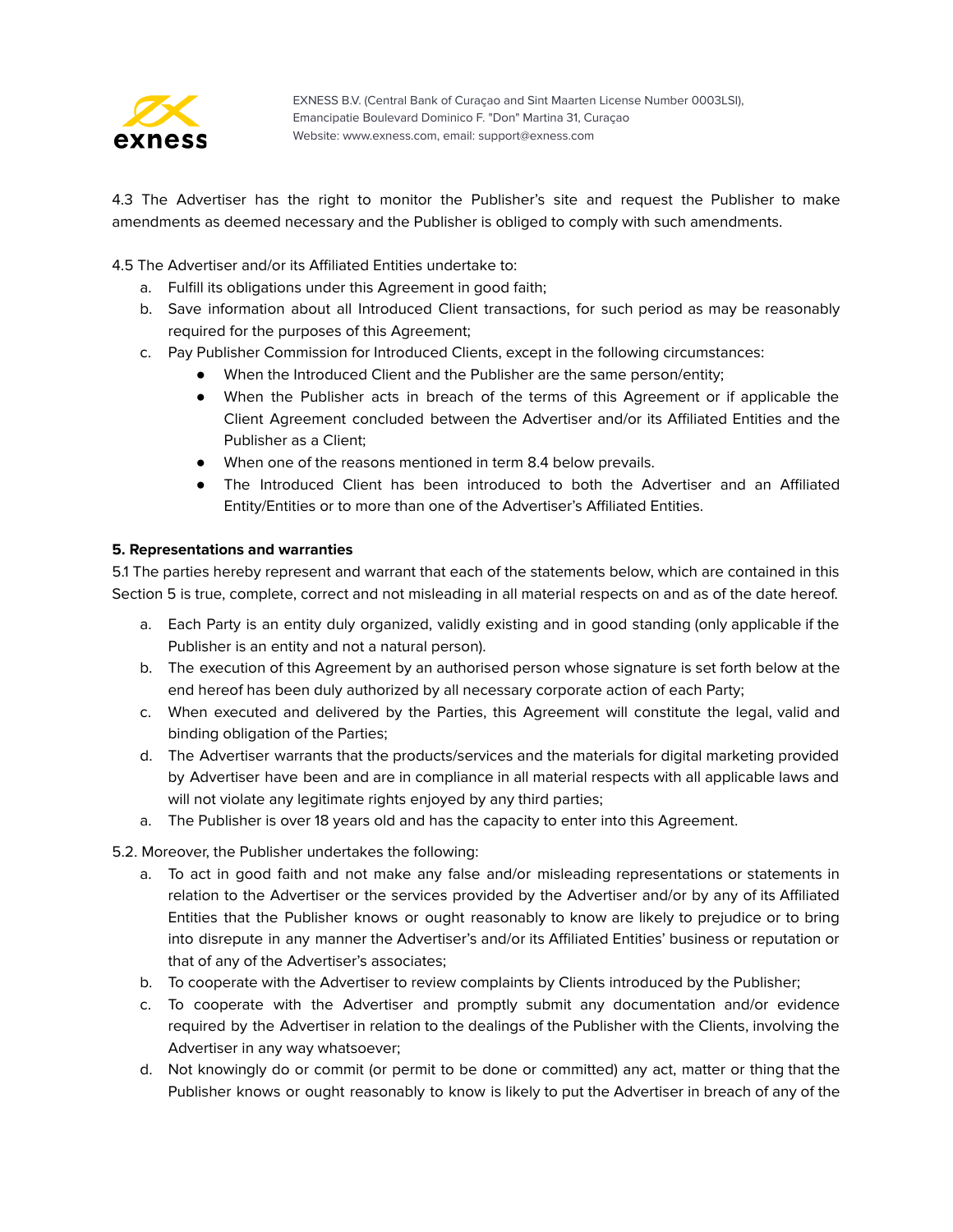4.3 The Advertiser has the right to monitor the Publisher's site and request the Publisher to make amendments as deemed necessary and the Publisher is obliged to comply with such amendments.

4.5 The Advertiser and/or its Affiliated Entities undertake to:

a. Fulfill its obligations under this Agreement in good faith;
b. Save information about all Introduced Client transactions, for such period as may be reasonably required for the purposes of this Agreement;
c. Pay Publisher Commission for Introduced Clients, except in the following circumstances:
   - When the Introduced Client and the Publisher are the same person/entity;
   - When the Publisher acts in breach of the terms of this Agreement or if applicable the Client Agreement concluded between the Advertiser and/or its Affiliated Entities and the Publisher as a Client;
   - When one of the reasons mentioned in term 8.4 below prevails.
   - The Introduced Client has been introduced to both the Advertiser and an Affiliated Entity/Entities or to more than one of the Advertiser's Affiliated Entities.

**5. Representations and warranties**

5.1 The parties hereby represent and warrant that each of the statements below, which are contained in this Section 5 is true, complete, correct and not misleading in all material respects on and as of the date hereof.

a. Each Party is an entity duly organized, validly existing and in good standing (only applicable if the Publisher is an entity and not a natural person).
b. The execution of this Agreement by an authorised person whose signature is set forth below at the end hereof has been duly authorized by all necessary corporate action of each Party;
c. When executed and delivered by the Parties, this Agreement will constitute the legal, valid and binding obligation of the Parties;
d. The Advertiser warrants that the products/services and the materials for digital marketing provided by Advertiser have been and are in compliance in all material respects with all applicable laws and will not violate any legitimate rights enjoyed by any third parties;
a. The Publisher is over 18 years old and has the capacity to enter into this Agreement.

5.2. Moreover, the Publisher undertakes the following:

a. To act in good faith and not make any false and/or misleading representations or statements in relation to the Advertiser or the services provided by the Advertiser and/or by any of its Affiliated Entities that the Publisher knows or ought reasonably to know are likely to prejudice or to bring into disrepute in any manner the Advertiser's and/or its Affiliated Entities' business or reputation or that of any of the Advertiser's associates;
b. To cooperate with the Advertiser to review complaints by Clients introduced by the Publisher;
c. To cooperate with the Advertiser and promptly submit any documentation and/or evidence required by the Advertiser in relation to the dealings of the Publisher with the Clients, involving the Advertiser in any way whatsoever;
d. Not knowingly do or commit (or permit to be done or committed) any act, matter or thing that the Publisher knows or ought reasonably to know is likely to put the Advertiser in breach of any of the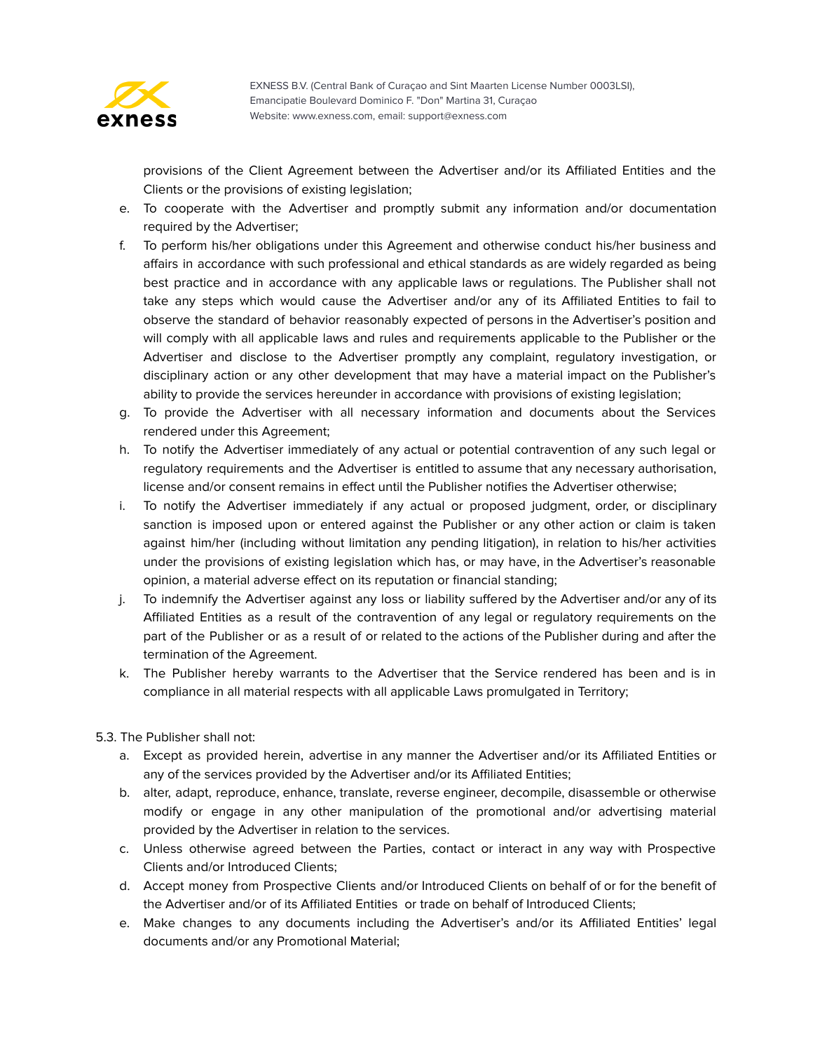provisions of the Client Agreement between the Advertiser and/or its Affiliated Entities and the Clients or the provisions of existing legislation;

e. To cooperate with the Advertiser and promptly submit any information and/or documentation required by the Advertiser;

f. To perform his/her obligations under this Agreement and otherwise conduct his/her business and affairs in accordance with such professional and ethical standards as are widely regarded as being best practice and in accordance with any applicable laws or regulations. The Publisher shall not take any steps which would cause the Advertiser and/or any of its Affiliated Entities to fail to observe the standard of behavior reasonably expected of persons in the Advertiser's position and will comply with all applicable laws and rules and requirements applicable to the Publisher or the Advertiser and disclose to the Advertiser promptly any complaint, regulatory investigation, or disciplinary action or any other development that may have a material impact on the Publisher's ability to provide the services hereunder in accordance with provisions of existing legislation;

g. To provide the Advertiser with all necessary information and documents about the Services rendered under this Agreement;

h. To notify the Advertiser immediately of any actual or potential contravention of any such legal or regulatory requirements and the Advertiser is entitled to assume that any necessary authorisation, license and/or consent remains in effect until the Publisher notifies the Advertiser otherwise;

i. To notify the Advertiser immediately if any actual or proposed judgment, order, or disciplinary sanction is imposed upon or entered against the Publisher or any other action or claim is taken against him/her (including without limitation any pending litigation), in relation to his/her activities under the provisions of existing legislation which has, or may have, in the Advertiser's reasonable opinion, a material adverse effect on its reputation or financial standing;

j. To indemnify the Advertiser against any loss or liability suffered by the Advertiser and/or any of its Affiliated Entities as a result of the contravention of any legal or regulatory requirements on the part of the Publisher or as a result of or related to the actions of the Publisher during and after the termination of the Agreement.

k. The Publisher hereby warrants to the Advertiser that the Service rendered has been and is in compliance in all material respects with all applicable Laws promulgated in Territory;

5.3. The Publisher shall not:

a. Except as provided herein, advertise in any manner the Advertiser and/or its Affiliated Entities or any of the services provided by the Advertiser and/or its Affiliated Entities;

b. alter, adapt, reproduce, enhance, translate, reverse engineer, decompile, disassemble or otherwise modify or engage in any other manipulation of the promotional and/or advertising material provided by the Advertiser in relation to the services.

c. Unless otherwise agreed between the Parties, contact or interact in any way with Prospective Clients and/or Introduced Clients;

d. Accept money from Prospective Clients and/or Introduced Clients on behalf of or for the benefit of the Advertiser and/or of its Affiliated Entities or trade on behalf of Introduced Clients;

e. Make changes to any documents including the Advertiser's and/or its Affiliated Entities' legal documents and/or any Promotional Material;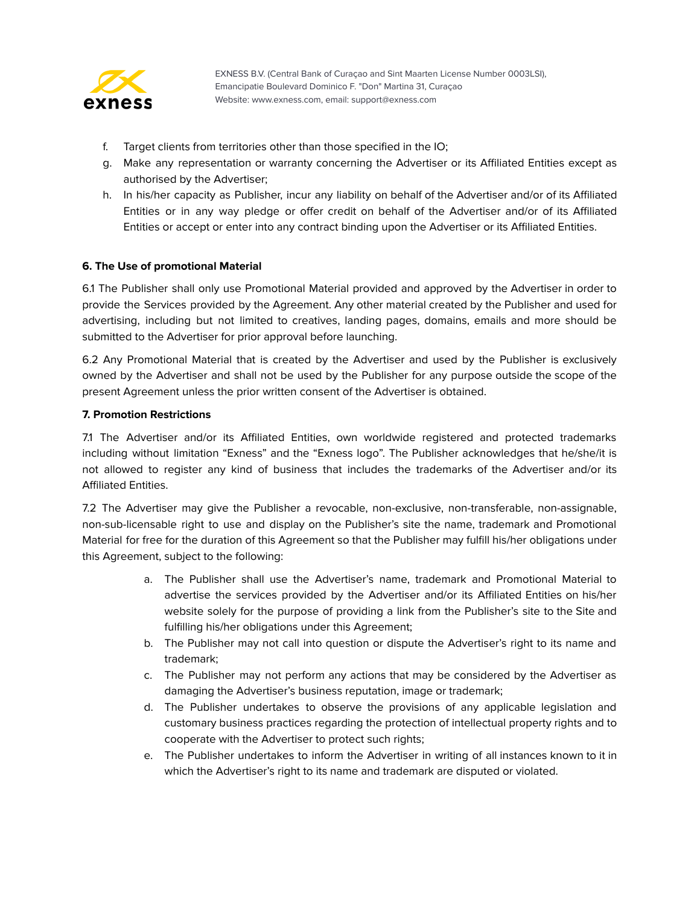f. Target clients from territories other than those specified in the IO;
g. Make any representation or warranty concerning the Advertiser or its Affiliated Entities except as authorised by the Advertiser;
h. In his/her capacity as Publisher, incur any liability on behalf of the Advertiser and/or of its Affiliated Entities or in any way pledge or offer credit on behalf of the Advertiser and/or of its Affiliated Entities or accept or enter into any contract binding upon the Advertiser or its Affiliated Entities.

**6. The Use of promotional Material**

6.1 The Publisher shall only use Promotional Material provided and approved by the Advertiser in order to provide the Services provided by the Agreement. Any other material created by the Publisher and used for advertising, including but not limited to creatives, landing pages, domains, emails and more should be submitted to the Advertiser for prior approval before launching.

6.2 Any Promotional Material that is created by the Advertiser and used by the Publisher is exclusively owned by the Advertiser and shall not be used by the Publisher for any purpose outside the scope of the present Agreement unless the prior written consent of the Advertiser is obtained.

**7. Promotion Restrictions**

7.1 The Advertiser and/or its Affiliated Entities, own worldwide registered and protected trademarks including without limitation "Exness" and the "Exness logo". The Publisher acknowledges that he/she/it is not allowed to register any kind of business that includes the trademarks of the Advertiser and/or its Affiliated Entities.

7.2 The Advertiser may give the Publisher a revocable, non-exclusive, non-transferable, non-assignable, non-sub-licensable right to use and display on the Publisher's site the name, trademark and Promotional Material for free for the duration of this Agreement so that the Publisher may fulfill his/her obligations under this Agreement, subject to the following:

a. The Publisher shall use the Advertiser's name, trademark and Promotional Material to advertise the services provided by the Advertiser and/or its Affiliated Entities on his/her website solely for the purpose of providing a link from the Publisher's site to the Site and fulfilling his/her obligations under this Agreement;
b. The Publisher may not call into question or dispute the Advertiser's right to its name and trademark;
c. The Publisher may not perform any actions that may be considered by the Advertiser as damaging the Advertiser's business reputation, image or trademark;
d. The Publisher undertakes to observe the provisions of any applicable legislation and customary business practices regarding the protection of intellectual property rights and to cooperate with the Advertiser to protect such rights;
e. The Publisher undertakes to inform the Advertiser in writing of all instances known to it in which the Advertiser's right to its name and trademark are disputed or violated.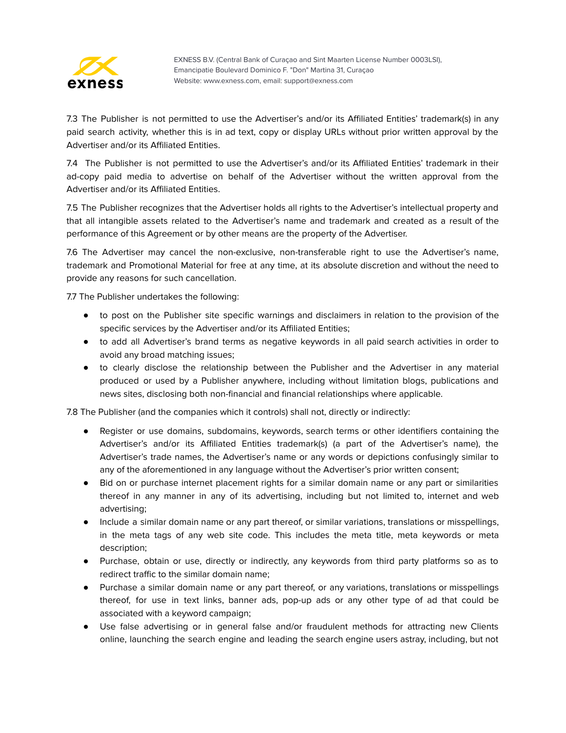7.3 The Publisher is not permitted to use the Advertiser's and/or its Affiliated Entities' trademark(s) in any paid search activity, whether this is in ad text, copy or display URLs without prior written approval by the Advertiser and/or its Affiliated Entities.

7.4 The Publisher is not permitted to use the Advertiser's and/or its Affiliated Entities' trademark in their ad-copy paid media to advertise on behalf of the Advertiser without the written approval from the Advertiser and/or its Affiliated Entities.

7.5 The Publisher recognizes that the Advertiser holds all rights to the Advertiser's intellectual property and that all intangible assets related to the Advertiser's name and trademark and created as a result of the performance of this Agreement or by other means are the property of the Advertiser.

7.6 The Advertiser may cancel the non-exclusive, non-transferable right to use the Advertiser's name, trademark and Promotional Material for free at any time, at its absolute discretion and without the need to provide any reasons for such cancellation.

7.7 The Publisher undertakes the following:

- to post on the Publisher site specific warnings and disclaimers in relation to the provision of the specific services by the Advertiser and/or its Affiliated Entities;
- to add all Advertiser's brand terms as negative keywords in all paid search activities in order to avoid any broad matching issues;
- to clearly disclose the relationship between the Publisher and the Advertiser in any material produced or used by a Publisher anywhere, including without limitation blogs, publications and news sites, disclosing both non-financial and financial relationships where applicable.

7.8 The Publisher (and the companies which it controls) shall not, directly or indirectly:

- Register or use domains, subdomains, keywords, search terms or other identifiers containing the Advertiser's and/or its Affiliated Entities trademark(s) (a part of the Advertiser's name), the Advertiser's trade names, the Advertiser's name or any words or depictions confusingly similar to any of the aforementioned in any language without the Advertiser's prior written consent;
- Bid on or purchase internet placement rights for a similar domain name or any part or similarities thereof in any manner in any of its advertising, including but not limited to, internet and web advertising;
- Include a similar domain name or any part thereof, or similar variations, translations or misspellings, in the meta tags of any web site code. This includes the meta title, meta keywords or meta description;
- Purchase, obtain or use, directly or indirectly, any keywords from third party platforms so as to redirect traffic to the similar domain name;
- Purchase a similar domain name or any part thereof, or any variations, translations or misspellings thereof, for use in text links, banner ads, pop-up ads or any other type of ad that could be associated with a keyword campaign;
- Use false advertising or in general false and/or fraudulent methods for attracting new Clients online, launching the search engine and leading the search engine users astray, including, but not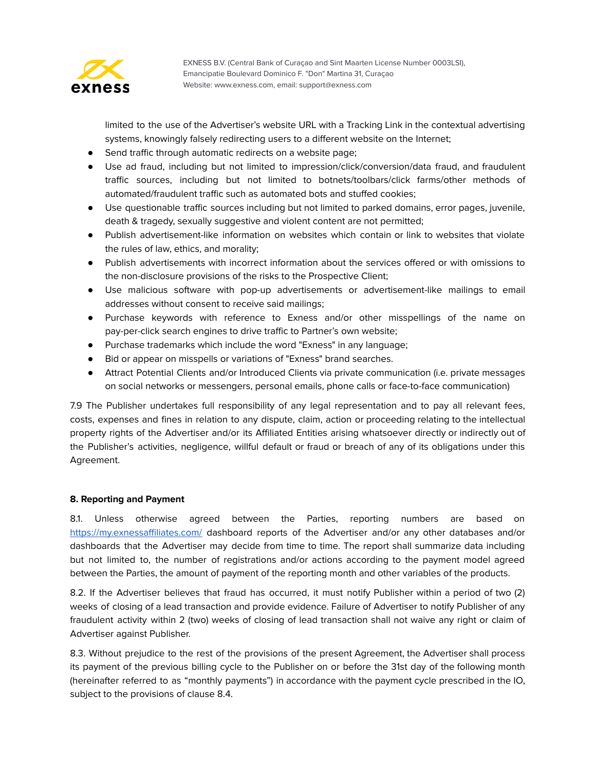limited to the use of the Advertiser's website URL with a Tracking Link in the contextual advertising systems, knowingly falsely redirecting users to a different website on the Internet;

- Send traffic through automatic redirects on a website page;
- Use ad fraud, including but not limited to impression/click/conversion/data fraud, and fraudulent traffic sources, including but not limited to botnets/toolbars/click farms/other methods of automated/fraudulent traffic such as automated bots and stuffed cookies;
- Use questionable traffic sources including but not limited to parked domains, error pages, juvenile, death & tragedy, sexually suggestive and violent content are not permitted;
- Publish advertisement-like information on websites which contain or link to websites that violate the rules of law, ethics, and morality;
- Publish advertisements with incorrect information about the services offered or with omissions to the non-disclosure provisions of the risks to the Prospective Client;
- Use malicious software with pop-up advertisements or advertisement-like mailings to email addresses without consent to receive said mailings;
- Purchase keywords with reference to Exness and/or other misspellings of the name on pay-per-click search engines to drive traffic to Partner's own website;
- Purchase trademarks which include the word "Exness" in any language;
- Bid or appear on misspells or variations of "Exness" brand searches.
- Attract Potential Clients and/or Introduced Clients via private communication (i.e. private messages on social networks or messengers, personal emails, phone calls or face-to-face communication)

7.9 The Publisher undertakes full responsibility of any legal representation and to pay all relevant fees, costs, expenses and fines in relation to any dispute, claim, action or proceeding relating to the intellectual property rights of the Advertiser and/or its Affiliated Entities arising whatsoever directly or indirectly out of the Publisher's activities, negligence, willful default or fraud or breach of any of its obligations under this Agreement.

**8. Reporting and Payment**

8.1. Unless otherwise agreed between the Parties, reporting numbers are based on [https://my.exnessaffiliates.com/](https://my.exnessaffiliates.com/) dashboard reports of the Advertiser and/or any other databases and/or dashboards that the Advertiser may decide from time to time. The report shall summarize data including but not limited to, the number of registrations and/or actions according to the payment model agreed between the Parties, the amount of payment of the reporting month and other variables of the products.

8.2. If the Advertiser believes that fraud has occurred, it must notify Publisher within a period of two (2) weeks of closing of a lead transaction and provide evidence. Failure of Advertiser to notify Publisher of any fraudulent activity within 2 (two) weeks of closing of lead transaction shall not waive any right or claim of Advertiser against Publisher.

8.3. Without prejudice to the rest of the provisions of the present Agreement, the Advertiser shall process its payment of the previous billing cycle to the Publisher on or before the 31st day of the following month (hereinafter referred to as "monthly payments") in accordance with the payment cycle prescribed in the IO, subject to the provisions of clause 8.4.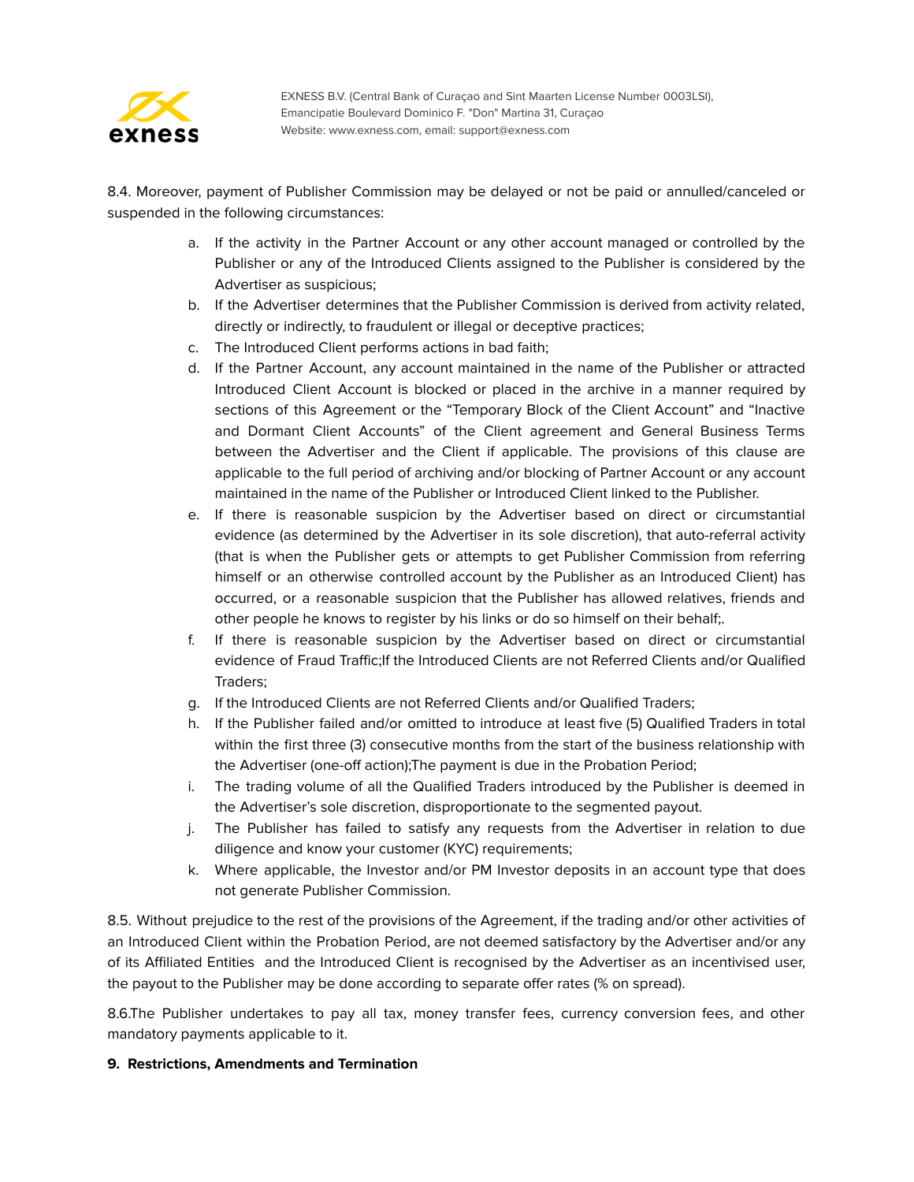8.4. Moreover, payment of Publisher Commission may be delayed or not be paid or annulled/canceled or suspended in the following circumstances:

a. If the activity in the Partner Account or any other account managed or controlled by the Publisher or any of the Introduced Clients assigned to the Publisher is considered by the Advertiser as suspicious;
b. If the Advertiser determines that the Publisher Commission is derived from activity related, directly or indirectly, to fraudulent or illegal or deceptive practices;
c. The Introduced Client performs actions in bad faith;
d. If the Partner Account, any account maintained in the name of the Publisher or attracted Introduced Client Account is blocked or placed in the archive in a manner required by sections of this Agreement or the "Temporary Block of the Client Account" and "Inactive and Dormant Client Accounts" of the Client agreement and General Business Terms between the Advertiser and the Client if applicable. The provisions of this clause are applicable to the full period of archiving and/or blocking of Partner Account or any account maintained in the name of the Publisher or Introduced Client linked to the Publisher.
e. If there is reasonable suspicion by the Advertiser based on direct or circumstantial evidence (as determined by the Advertiser in its sole discretion), that auto-referral activity (that is when the Publisher gets or attempts to get Publisher Commission from referring himself or an otherwise controlled account by the Publisher as an Introduced Client) has occurred, or a reasonable suspicion that the Publisher has allowed relatives, friends and other people he knows to register by his links or do so himself on their behalf;.
f. If there is reasonable suspicion by the Advertiser based on direct or circumstantial evidence of Fraud Traffic;If the Introduced Clients are not Referred Clients and/or Qualified Traders;
g. If the Introduced Clients are not Referred Clients and/or Qualified Traders;
h. If the Publisher failed and/or omitted to introduce at least five (5) Qualified Traders in total within the first three (3) consecutive months from the start of the business relationship with the Advertiser (one-off action);The payment is due in the Probation Period;
i. The trading volume of all the Qualified Traders introduced by the Publisher is deemed in the Advertiser's sole discretion, disproportionate to the segmented payout.
j. The Publisher has failed to satisfy any requests from the Advertiser in relation to due diligence and know your customer (KYC) requirements;
k. Where applicable, the Investor and/or PM Investor deposits in an account type that does not generate Publisher Commission.

8.5. Without prejudice to the rest of the provisions of the Agreement, if the trading and/or other activities of an Introduced Client within the Probation Period, are not deemed satisfactory by the Advertiser and/or any of its Affiliated Entities and the Introduced Client is recognised by the Advertiser as an incentivised user, the payout to the Publisher may be done according to separate offer rates (% on spread).

8.6.The Publisher undertakes to pay all tax, money transfer fees, currency conversion fees, and other mandatory payments applicable to it.

**9. Restrictions, Amendments and Termination**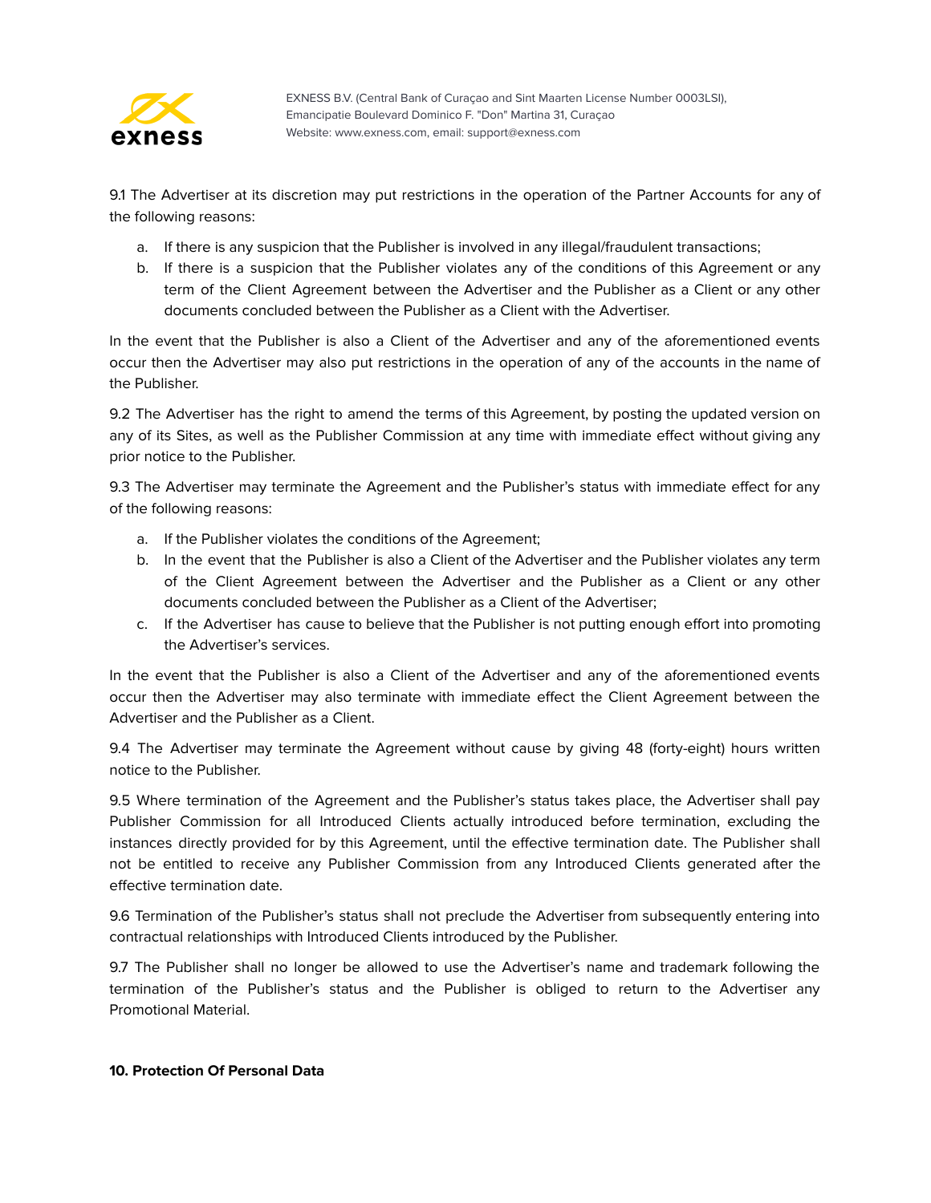9.1 The Advertiser at its discretion may put restrictions in the operation of the Partner Accounts for any of the following reasons:

a. If there is any suspicion that the Publisher is involved in any illegal/fraudulent transactions;
b. If there is a suspicion that the Publisher violates any of the conditions of this Agreement or any term of the Client Agreement between the Advertiser and the Publisher as a Client or any other documents concluded between the Publisher as a Client with the Advertiser.

In the event that the Publisher is also a Client of the Advertiser and any of the aforementioned events occur then the Advertiser may also put restrictions in the operation of any of the accounts in the name of the Publisher.

9.2 The Advertiser has the right to amend the terms of this Agreement, by posting the updated version on any of its Sites, as well as the Publisher Commission at any time with immediate effect without giving any prior notice to the Publisher.

9.3 The Advertiser may terminate the Agreement and the Publisher's status with immediate effect for any of the following reasons:

a. If the Publisher violates the conditions of the Agreement;
b. In the event that the Publisher is also a Client of the Advertiser and the Publisher violates any term of the Client Agreement between the Advertiser and the Publisher as a Client or any other documents concluded between the Publisher as a Client of the Advertiser;
c. If the Advertiser has cause to believe that the Publisher is not putting enough effort into promoting the Advertiser's services.

In the event that the Publisher is also a Client of the Advertiser and any of the aforementioned events occur then the Advertiser may also terminate with immediate effect the Client Agreement between the Advertiser and the Publisher as a Client.

9.4 The Advertiser may terminate the Agreement without cause by giving 48 (forty-eight) hours written notice to the Publisher.

9.5 Where termination of the Agreement and the Publisher's status takes place, the Advertiser shall pay Publisher Commission for all Introduced Clients actually introduced before termination, excluding the instances directly provided for by this Agreement, until the effective termination date. The Publisher shall not be entitled to receive any Publisher Commission from any Introduced Clients generated after the effective termination date.

9.6 Termination of the Publisher's status shall not preclude the Advertiser from subsequently entering into contractual relationships with Introduced Clients introduced by the Publisher.

9.7 The Publisher shall no longer be allowed to use the Advertiser's name and trademark following the termination of the Publisher's status and the Publisher is obliged to return to the Advertiser any Promotional Material.

**10. Protection Of Personal Data**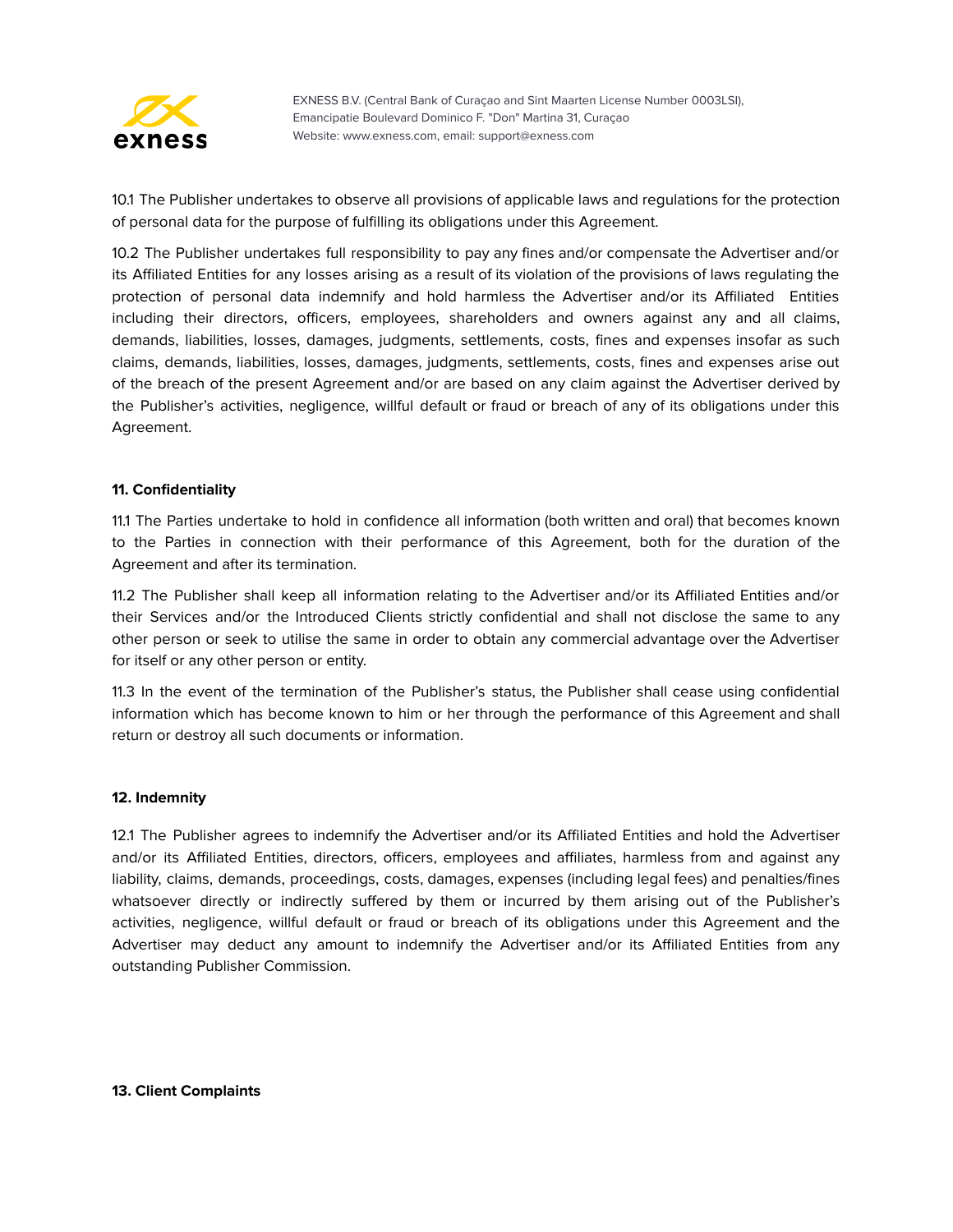10.1 The Publisher undertakes to observe all provisions of applicable laws and regulations for the protection of personal data for the purpose of fulfilling its obligations under this Agreement.

10.2 The Publisher undertakes full responsibility to pay any fines and/or compensate the Advertiser and/or its Affiliated Entities for any losses arising as a result of its violation of the provisions of laws regulating the protection of personal data indemnify and hold harmless the Advertiser and/or its Affiliated Entities including their directors, officers, employees, shareholders and owners against any and all claims, demands, liabilities, losses, damages, judgments, settlements, costs, fines and expenses insofar as such claims, demands, liabilities, losses, damages, judgments, settlements, costs, fines and expenses arise out of the breach of the present Agreement and/or are based on any claim against the Advertiser derived by the Publisher's activities, negligence, willful default or fraud or breach of any of its obligations under this Agreement.

**11. Confidentiality**

11.1 The Parties undertake to hold in confidence all information (both written and oral) that becomes known to the Parties in connection with their performance of this Agreement, both for the duration of the Agreement and after its termination.

11.2 The Publisher shall keep all information relating to the Advertiser and/or its Affiliated Entities and/or their Services and/or the Introduced Clients strictly confidential and shall not disclose the same to any other person or seek to utilise the same in order to obtain any commercial advantage over the Advertiser for itself or any other person or entity.

11.3 In the event of the termination of the Publisher's status, the Publisher shall cease using confidential information which has become known to him or her through the performance of this Agreement and shall return or destroy all such documents or information.

**12. Indemnity**

12.1 The Publisher agrees to indemnify the Advertiser and/or its Affiliated Entities and hold the Advertiser and/or its Affiliated Entities, directors, officers, employees and affiliates, harmless from and against any liability, claims, demands, proceedings, costs, damages, expenses (including legal fees) and penalties/fines whatsoever directly or indirectly suffered by them or incurred by them arising out of the Publisher's activities, negligence, willful default or fraud or breach of its obligations under this Agreement and the Advertiser may deduct any amount to indemnify the Advertiser and/or its Affiliated Entities from any outstanding Publisher Commission.

**13. Client Complaints**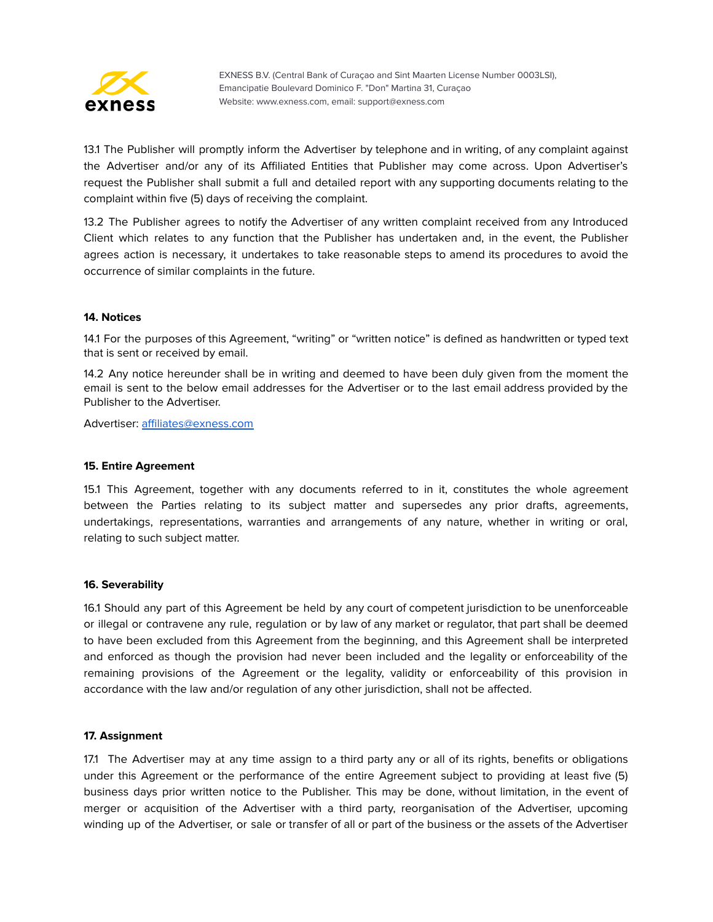13.1 The Publisher will promptly inform the Advertiser by telephone and in writing, of any complaint against the Advertiser and/or any of its Affiliated Entities that Publisher may come across. Upon Advertiser's request the Publisher shall submit a full and detailed report with any supporting documents relating to the complaint within five (5) days of receiving the complaint.

13.2 The Publisher agrees to notify the Advertiser of any written complaint received from any Introduced Client which relates to any function that the Publisher has undertaken and, in the event, the Publisher agrees action is necessary, it undertakes to take reasonable steps to amend its procedures to avoid the occurrence of similar complaints in the future.

**14. Notices**

14.1 For the purposes of this Agreement, "writing" or "written notice" is defined as handwritten or typed text that is sent or received by email.

14.2 Any notice hereunder shall be in writing and deemed to have been duly given from the moment the email is sent to the below email addresses for the Advertiser or to the last email address provided by the Publisher to the Advertiser.

Advertiser: affiliates@exness.com

**15. Entire Agreement**

15.1 This Agreement, together with any documents referred to in it, constitutes the whole agreement between the Parties relating to its subject matter and supersedes any prior drafts, agreements, undertakings, representations, warranties and arrangements of any nature, whether in writing or oral, relating to such subject matter.

**16. Severability**

16.1 Should any part of this Agreement be held by any court of competent jurisdiction to be unenforceable or illegal or contravene any rule, regulation or by law of any market or regulator, that part shall be deemed to have been excluded from this Agreement from the beginning, and this Agreement shall be interpreted and enforced as though the provision had never been included and the legality or enforceability of the remaining provisions of the Agreement or the legality, validity or enforceability of this provision in accordance with the law and/or regulation of any other jurisdiction, shall not be affected.

**17. Assignment**

17.1 The Advertiser may at any time assign to a third party any or all of its rights, benefits or obligations under this Agreement or the performance of the entire Agreement subject to providing at least five (5) business days prior written notice to the Publisher. This may be done, without limitation, in the event of merger or acquisition of the Advertiser with a third party, reorganisation of the Advertiser, upcoming winding up of the Advertiser, or sale or transfer of all or part of the business or the assets of the Advertiser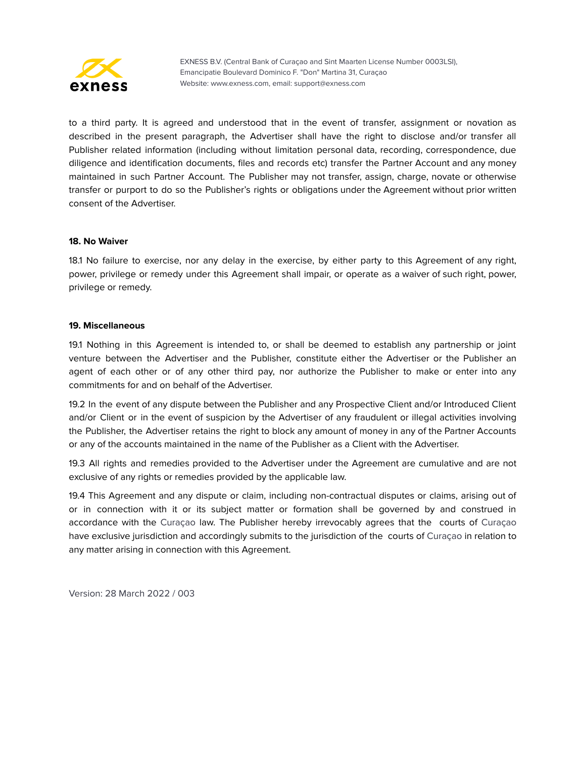to a third party. It is agreed and understood that in the event of transfer, assignment or novation as described in the present paragraph, the Advertiser shall have the right to disclose and/or transfer all Publisher related information (including without limitation personal data, recording, correspondence, due diligence and identification documents, files and records etc) transfer the Partner Account and any money maintained in such Partner Account. The Publisher may not transfer, assign, charge, novate or otherwise transfer or purport to do so the Publisher's rights or obligations under the Agreement without prior written consent of the Advertiser.

**18. No Waiver**

18.1 No failure to exercise, nor any delay in the exercise, by either party to this Agreement of any right, power, privilege or remedy under this Agreement shall impair, or operate as a waiver of such right, power, privilege or remedy.

**19. Miscellaneous**

19.1 Nothing in this Agreement is intended to, or shall be deemed to establish any partnership or joint venture between the Advertiser and the Publisher, constitute either the Advertiser or the Publisher an agent of each other or of any other third pay, nor authorize the Publisher to make or enter into any commitments for and on behalf of the Advertiser.

19.2 In the event of any dispute between the Publisher and any Prospective Client and/or Introduced Client and/or Client or in the event of suspicion by the Advertiser of any fraudulent or illegal activities involving the Publisher, the Advertiser retains the right to block any amount of money in any of the Partner Accounts or any of the accounts maintained in the name of the Publisher as a Client with the Advertiser.

19.3 All rights and remedies provided to the Advertiser under the Agreement are cumulative and are not exclusive of any rights or remedies provided by the applicable law.

19.4 This Agreement and any dispute or claim, including non-contractual disputes or claims, arising out of or in connection with it or its subject matter or formation shall be governed by and construed in accordance with the Curaçao law. The Publisher hereby irrevocably agrees that the courts of Curaçao have exclusive jurisdiction and accordingly submits to the jurisdiction of the courts of Curaçao in relation to any matter arising in connection with this Agreement.

Version: 28 March 2022 / 003